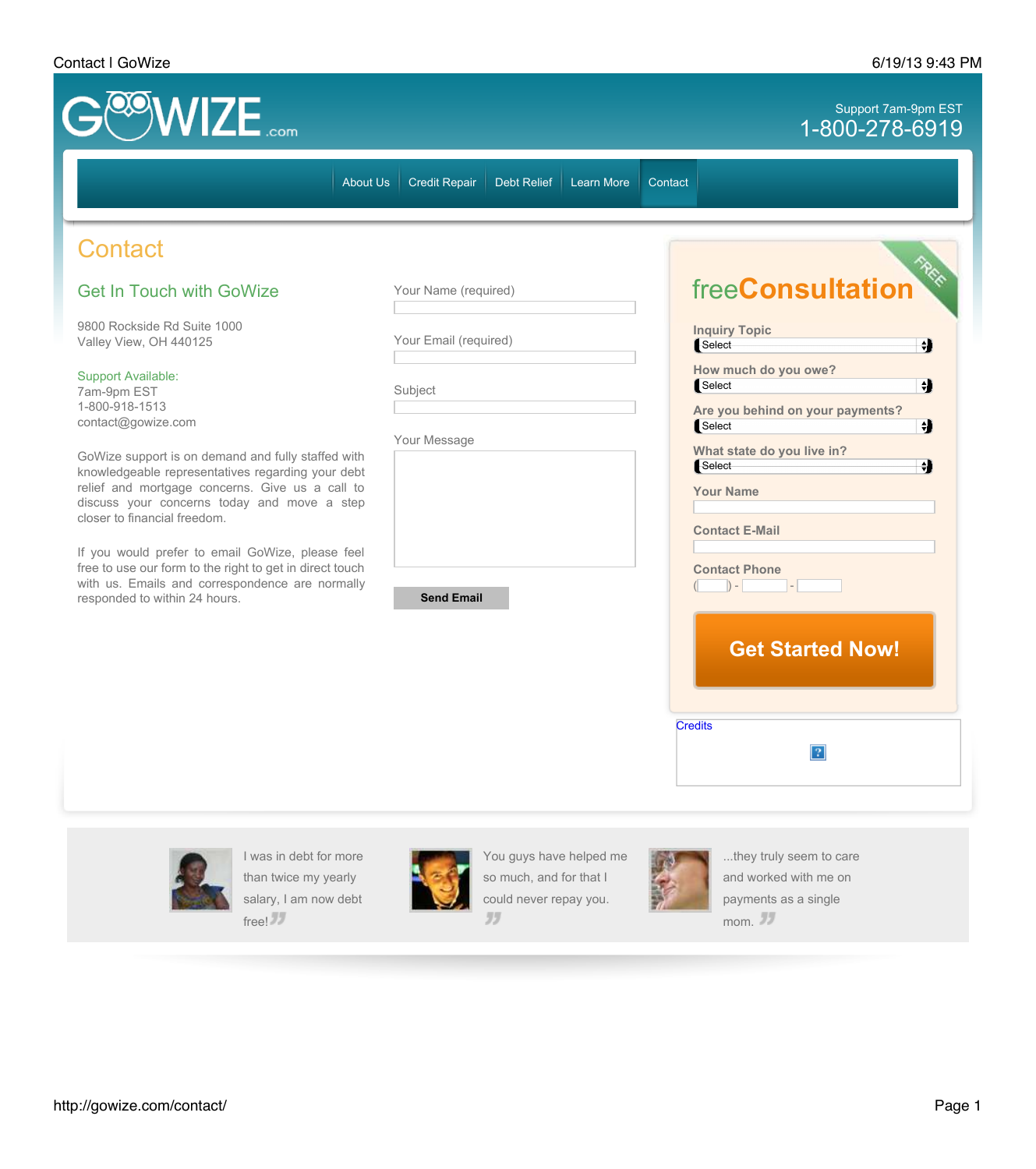GOWIZE.com

Support 7am-9pm EST
1-800-278-6919

About Us | Credit Repair | Debt Relief | Learn More | Contact

# Contact

## Get In Touch with GoWize

9800 Rockside Rd Suite 1000
Valley View, OH 440125

Support Available:
7am-9pm EST
1-800-918-1513
contact@gowize.com

GoWize support is on demand and fully staffed with knowledgeable representatives regarding your debt relief and mortgage concerns. Give us a call to discuss your concerns today and move a step closer to financial freedom.

If you would prefer to email GoWize, please feel free to use our form to the right to get in direct touch with us. Emails and correspondence are normally responded to within 24 hours.

Your Name (required)

Your Email (required)

Subject

Your Message

Send Email

## freeConsultation

FREE

Inquiry Topic
Select

How much do you owe?
Select

Are you behind on your payments?
Select

What state do you live in?
Select

Your Name

Contact E-Mail

Contact Phone
( ) - -

Get Started Now!

Credits

I was in debt for more than twice my yearly salary, I am now debt free!

You guys have helped me so much, and for that I could never repay you.

...they truly seem to care and worked with me on payments as a single mom.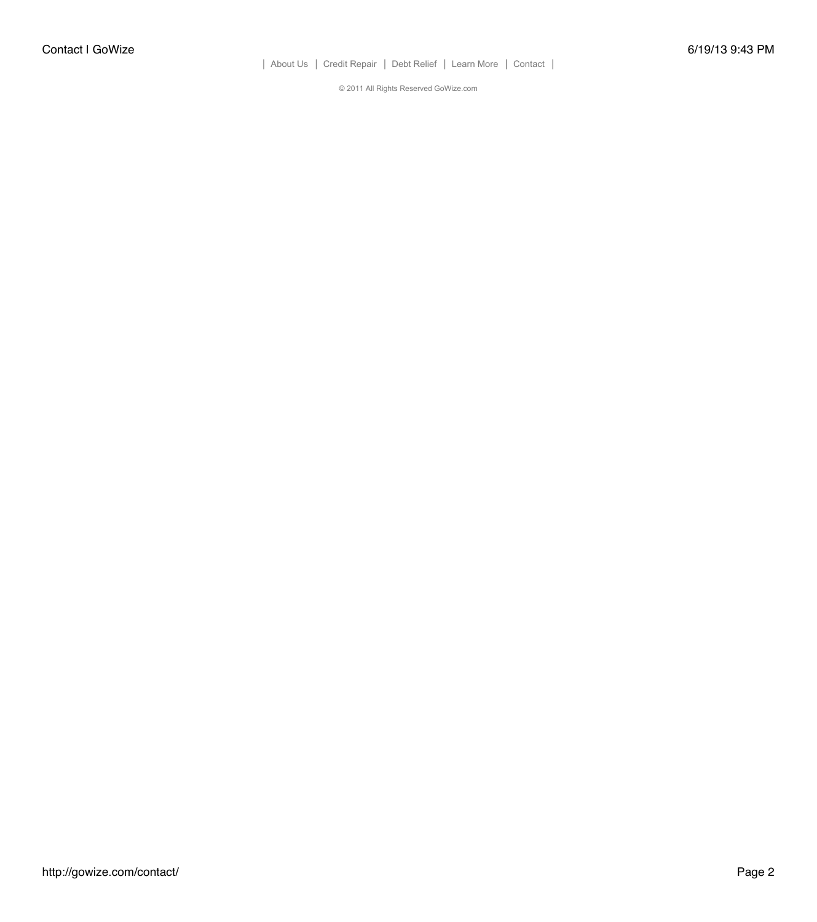| About Us | Credit Repair | Debt Relief | Learn More | Contact |

© 2011 All Rights Reserved GoWize.com